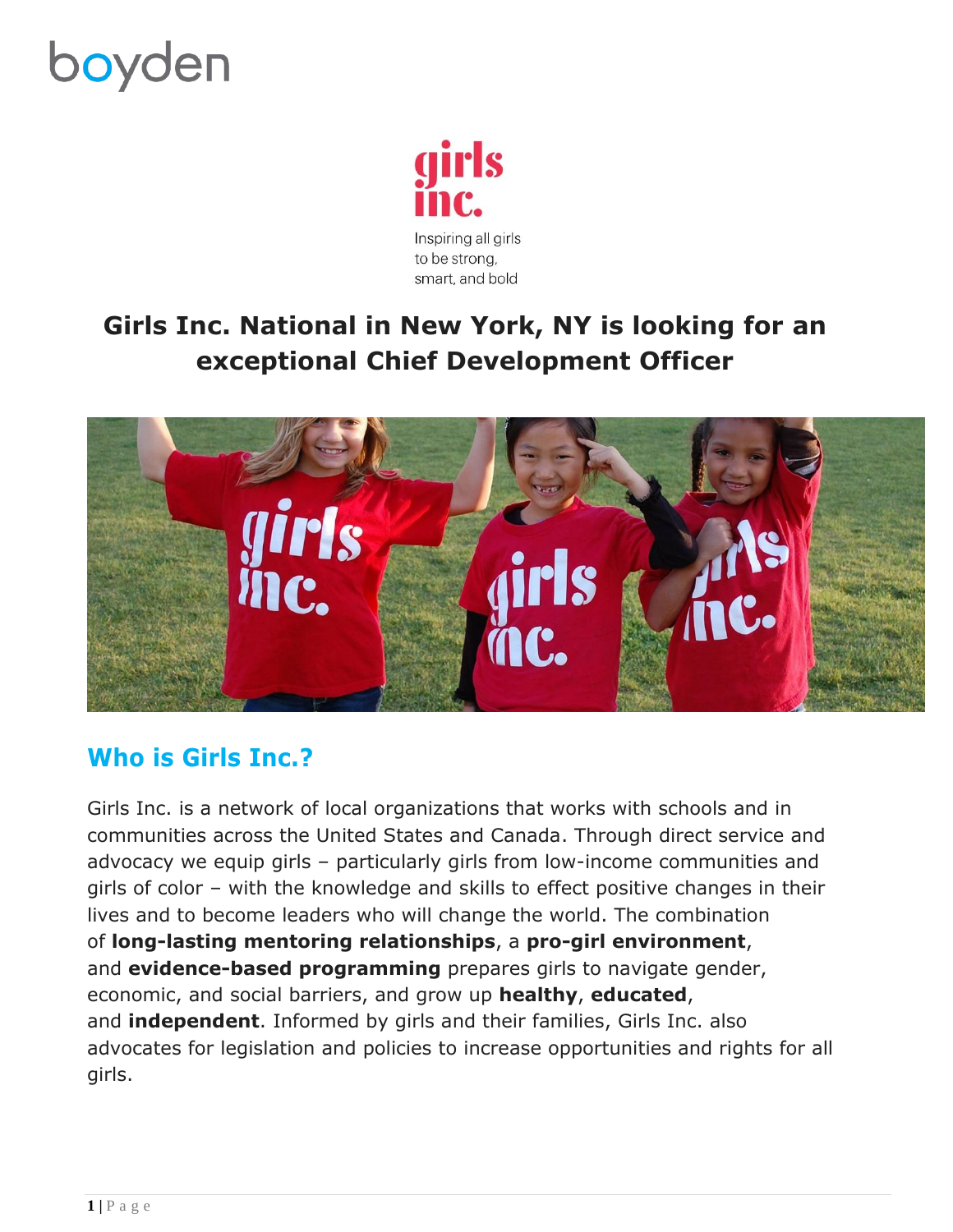boyden

girls inc.

Inspiring all girls to be strong, smart, and bold

# Girls Inc. National in New York, NY is looking for an exceptional Chief Development Officer

## Who is Girls Inc.?

Girls Inc. is a network of local organizations that works with schools and in communities across the United States and Canada. Through direct service and advocacy we equip girls – particularly girls from low-income communities and girls of color – with the knowledge and skills to effect positive changes in their lives and to become leaders who will change the world. The combination of **long-lasting mentoring relationships**, a **pro-girl environment**, and **evidence-based programming** prepares girls to navigate gender, economic, and social barriers, and grow up **healthy**, **educated**, and **independent**. Informed by girls and their families, Girls Inc. also advocates for legislation and policies to increase opportunities and rights for all girls.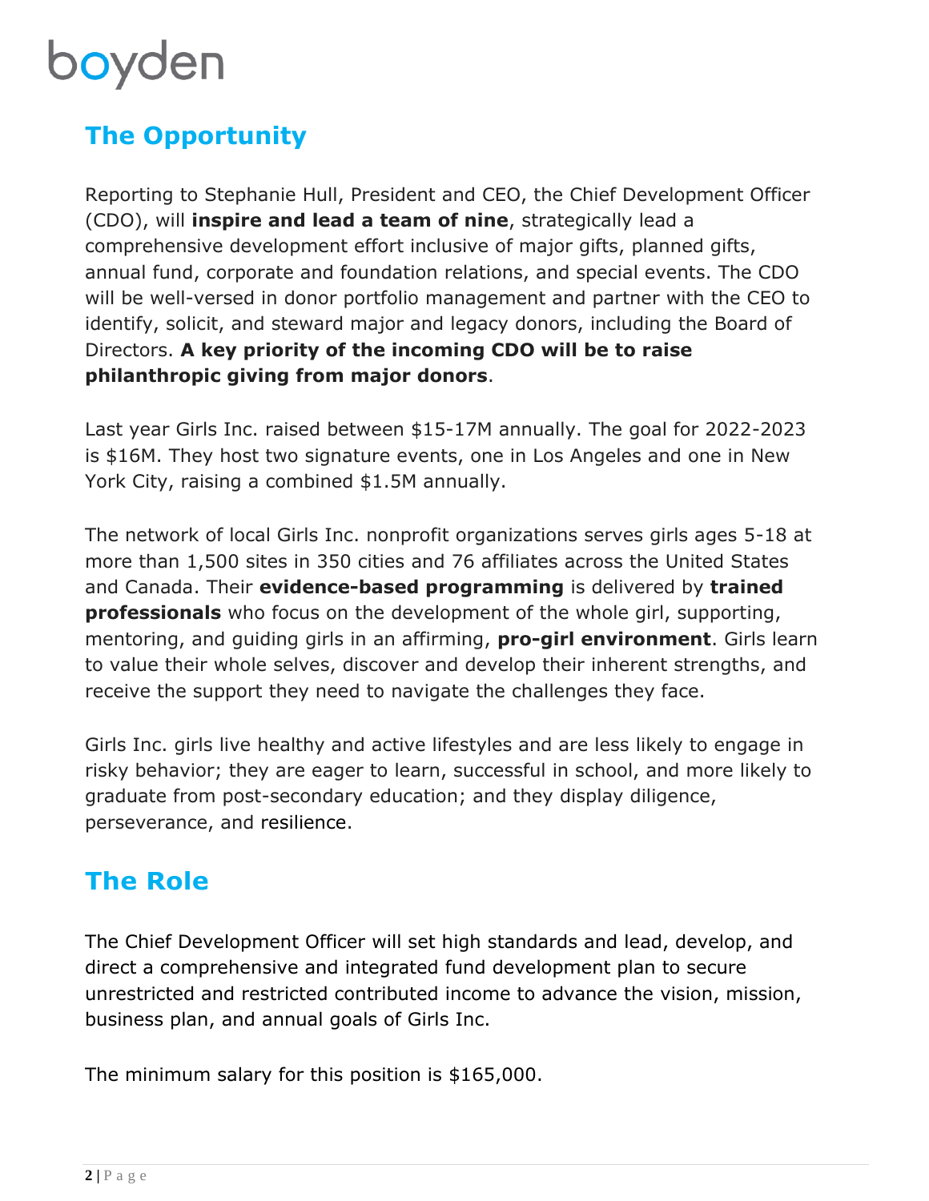## The Opportunity

Reporting to Stephanie Hull, President and CEO, the Chief Development Officer (CDO), will **inspire and lead a team of nine**, strategically lead a comprehensive development effort inclusive of major gifts, planned gifts, annual fund, corporate and foundation relations, and special events. The CDO will be well-versed in donor portfolio management and partner with the CEO to identify, solicit, and steward major and legacy donors, including the Board of Directors. **A key priority of the incoming CDO will be to raise philanthropic giving from major donors**.

Last year Girls Inc. raised between $15-17M annually. The goal for 2022-2023 is $16M. They host two signature events, one in Los Angeles and one in New York City, raising a combined $1.5M annually.

The network of local Girls Inc. nonprofit organizations serves girls ages 5-18 at more than 1,500 sites in 350 cities and 76 affiliates across the United States and Canada. Their **evidence-based programming** is delivered by **trained professionals** who focus on the development of the whole girl, supporting, mentoring, and guiding girls in an affirming, **pro-girl environment**. Girls learn to value their whole selves, discover and develop their inherent strengths, and receive the support they need to navigate the challenges they face.

Girls Inc. girls live healthy and active lifestyles and are less likely to engage in risky behavior; they are eager to learn, successful in school, and more likely to graduate from post-secondary education; and they display diligence, perseverance, and resilience.

## The Role

The Chief Development Officer will set high standards and lead, develop, and direct a comprehensive and integrated fund development plan to secure unrestricted and restricted contributed income to advance the vision, mission, business plan, and annual goals of Girls Inc.

The minimum salary for this position is $165,000.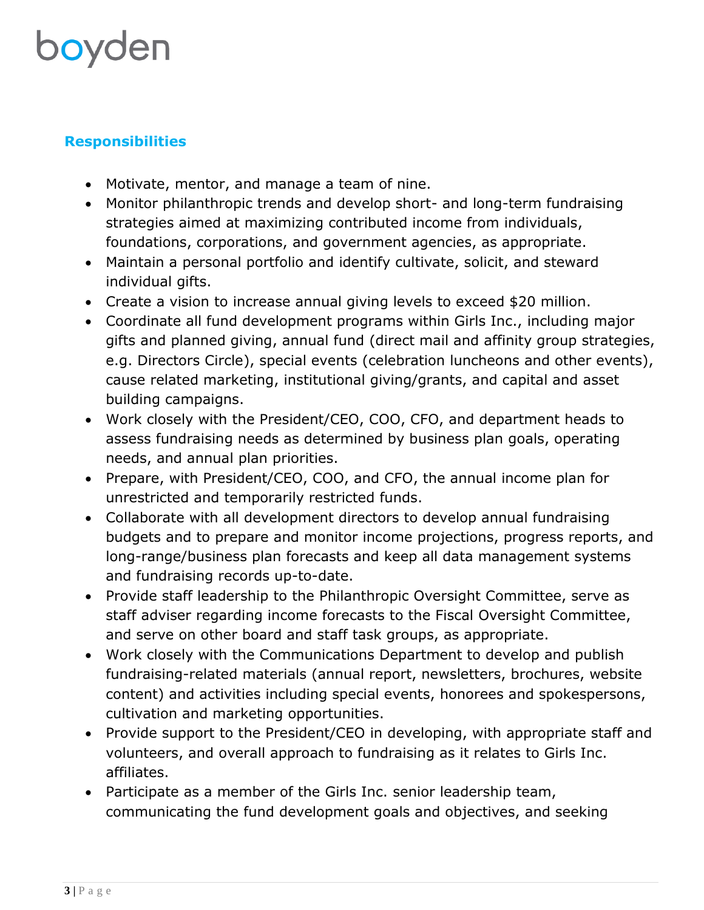## Responsibilities

- Motivate, mentor, and manage a team of nine.
- Monitor philanthropic trends and develop short- and long-term fundraising strategies aimed at maximizing contributed income from individuals, foundations, corporations, and government agencies, as appropriate.
- Maintain a personal portfolio and identify cultivate, solicit, and steward individual gifts.
- Create a vision to increase annual giving levels to exceed $20 million.
- Coordinate all fund development programs within Girls Inc., including major gifts and planned giving, annual fund (direct mail and affinity group strategies, e.g. Directors Circle), special events (celebration luncheons and other events), cause related marketing, institutional giving/grants, and capital and asset building campaigns.
- Work closely with the President/CEO, COO, CFO, and department heads to assess fundraising needs as determined by business plan goals, operating needs, and annual plan priorities.
- Prepare, with President/CEO, COO, and CFO, the annual income plan for unrestricted and temporarily restricted funds.
- Collaborate with all development directors to develop annual fundraising budgets and to prepare and monitor income projections, progress reports, and long-range/business plan forecasts and keep all data management systems and fundraising records up-to-date.
- Provide staff leadership to the Philanthropic Oversight Committee, serve as staff adviser regarding income forecasts to the Fiscal Oversight Committee, and serve on other board and staff task groups, as appropriate.
- Work closely with the Communications Department to develop and publish fundraising-related materials (annual report, newsletters, brochures, website content) and activities including special events, honorees and spokespersons, cultivation and marketing opportunities.
- Provide support to the President/CEO in developing, with appropriate staff and volunteers, and overall approach to fundraising as it relates to Girls Inc. affiliates.
- Participate as a member of the Girls Inc. senior leadership team, communicating the fund development goals and objectives, and seeking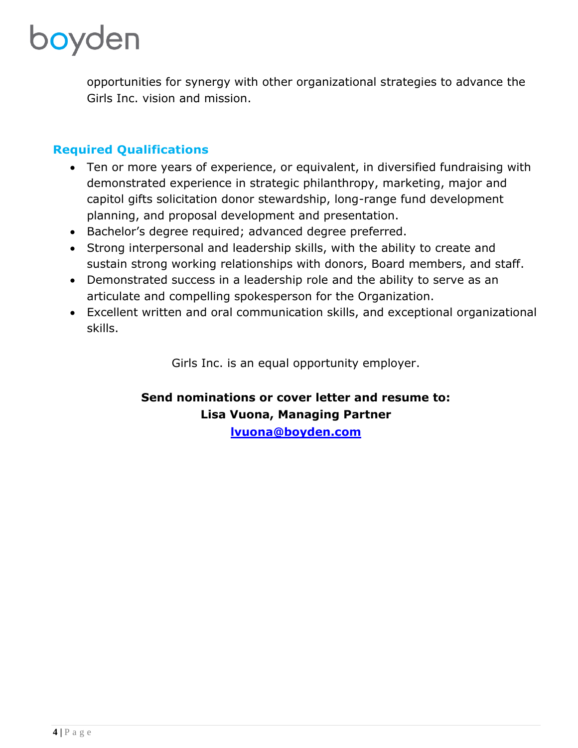opportunities for synergy with other organizational strategies to advance the Girls Inc. vision and mission.

## Required Qualifications

- Ten or more years of experience, or equivalent, in diversified fundraising with demonstrated experience in strategic philanthropy, marketing, major and capitol gifts solicitation donor stewardship, long-range fund development planning, and proposal development and presentation.
- Bachelor's degree required; advanced degree preferred.
- Strong interpersonal and leadership skills, with the ability to create and sustain strong working relationships with donors, Board members, and staff.
- Demonstrated success in a leadership role and the ability to serve as an articulate and compelling spokesperson for the Organization.
- Excellent written and oral communication skills, and exceptional organizational skills.

Girls Inc. is an equal opportunity employer.

**Send nominations or cover letter and resume to:**
**Lisa Vuona, Managing Partner**
**lvuona@boyden.com**